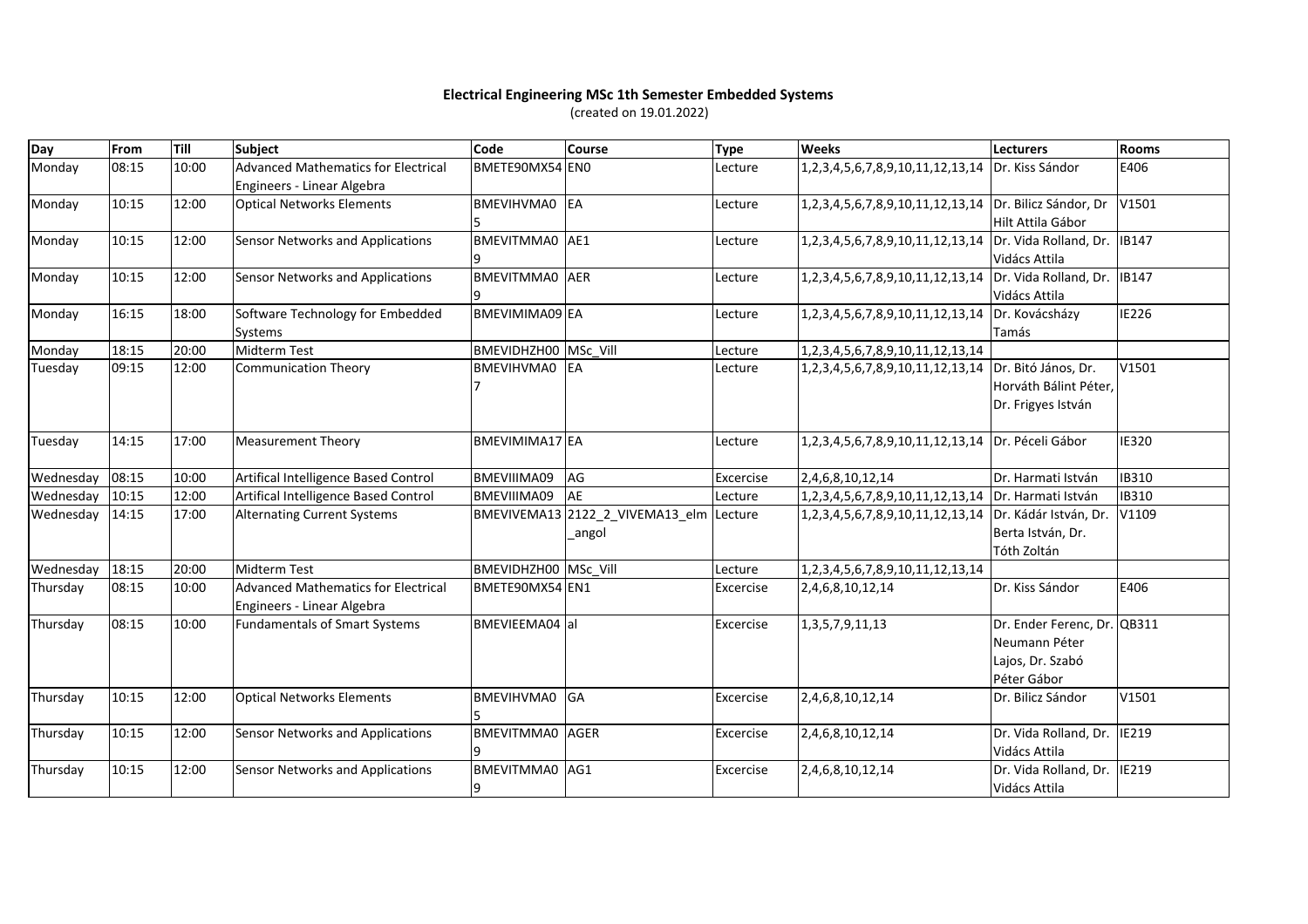# Electrical Engineering MSc 1th Semester Embedded Systems

(created on 19.01.2022)

| Day | From | Till | Subject | Code | Course | Type | Weeks | Lecturers | Rooms |
|---|---|---|---|---|---|---|---|---|---|
| Monday | 08:15 | 10:00 | Advanced Mathematics for Electrical Engineers - Linear Algebra | BMETE90MX54 | EN0 | Lecture | 1,2,3,4,5,6,7,8,9,10,11,12,13,14 | Dr. Kiss Sándor | E406 |
| Monday | 10:15 | 12:00 | Optical Networks Elements | BMEVIHVMA05 | EA | Lecture | 1,2,3,4,5,6,7,8,9,10,11,12,13,14 | Dr. Bilicz Sándor, Dr Hilt Attila Gábor | V1501 |
| Monday | 10:15 | 12:00 | Sensor Networks and Applications | BMEVITMMA09 | AE1 | Lecture | 1,2,3,4,5,6,7,8,9,10,11,12,13,14 | Dr. Vida Rolland, Dr. Vidács Attila | IB147 |
| Monday | 10:15 | 12:00 | Sensor Networks and Applications | BMEVITMMA09 | AER | Lecture | 1,2,3,4,5,6,7,8,9,10,11,12,13,14 | Dr. Vida Rolland, Dr. Vidács Attila | IB147 |
| Monday | 16:15 | 18:00 | Software Technology for Embedded Systems | BMEVIMIMA09 | EA | Lecture | 1,2,3,4,5,6,7,8,9,10,11,12,13,14 | Dr. Kovácsházy Tamás | IE226 |
| Monday | 18:15 | 20:00 | Midterm Test | BMEVIDHZH00 | MSc_Vill | Lecture | 1,2,3,4,5,6,7,8,9,10,11,12,13,14 | | |
| Tuesday | 09:15 | 12:00 | Communication Theory | BMEVIHVMA07 | EA | Lecture | 1,2,3,4,5,6,7,8,9,10,11,12,13,14 | Dr. Bitó János, Dr. Horváth Bálint Péter, Dr. Frigyes István | V1501 |
| Tuesday | 14:15 | 17:00 | Measurement Theory | BMEVIMIMA17 | EA | Lecture | 1,2,3,4,5,6,7,8,9,10,11,12,13,14 | Dr. Péceli Gábor | IE320 |
| Wednesday | 08:15 | 10:00 | Artifical Intelligence Based Control | BMEVIIIMA09 | AG | Excercise | 2,4,6,8,10,12,14 | Dr. Harmati István | IB310 |
| Wednesday | 10:15 | 12:00 | Artifical Intelligence Based Control | BMEVIIIMA09 | AE | Lecture | 1,2,3,4,5,6,7,8,9,10,11,12,13,14 | Dr. Harmati István | IB310 |
| Wednesday | 14:15 | 17:00 | Alternating Current Systems | BMEVIVEMA13 | 2122_2_VIVEMA13_elm_angol | Lecture | 1,2,3,4,5,6,7,8,9,10,11,12,13,14 | Dr. Kádár István, Dr. Berta István, Dr. Tóth Zoltán | V1109 |
| Wednesday | 18:15 | 20:00 | Midterm Test | BMEVIDHZH00 | MSc_Vill | Lecture | 1,2,3,4,5,6,7,8,9,10,11,12,13,14 | | |
| Thursday | 08:15 | 10:00 | Advanced Mathematics for Electrical Engineers - Linear Algebra | BMETE90MX54 | EN1 | Excercise | 2,4,6,8,10,12,14 | Dr. Kiss Sándor | E406 |
| Thursday | 08:15 | 10:00 | Fundamentals of Smart Systems | BMEVIEEMA04 | al | Excercise | 1,3,5,7,9,11,13 | Dr. Ender Ferenc, Dr. Neumann Péter Lajos, Dr. Szabó Péter Gábor | QB311 |
| Thursday | 10:15 | 12:00 | Optical Networks Elements | BMEVIHVMA05 | GA | Excercise | 2,4,6,8,10,12,14 | Dr. Bilicz Sándor | V1501 |
| Thursday | 10:15 | 12:00 | Sensor Networks and Applications | BMEVITMMA09 | AGER | Excercise | 2,4,6,8,10,12,14 | Dr. Vida Rolland, Dr. Vidács Attila | IE219 |
| Thursday | 10:15 | 12:00 | Sensor Networks and Applications | BMEVITMMA09 | AG1 | Excercise | 2,4,6,8,10,12,14 | Dr. Vida Rolland, Dr. Vidács Attila | IE219 |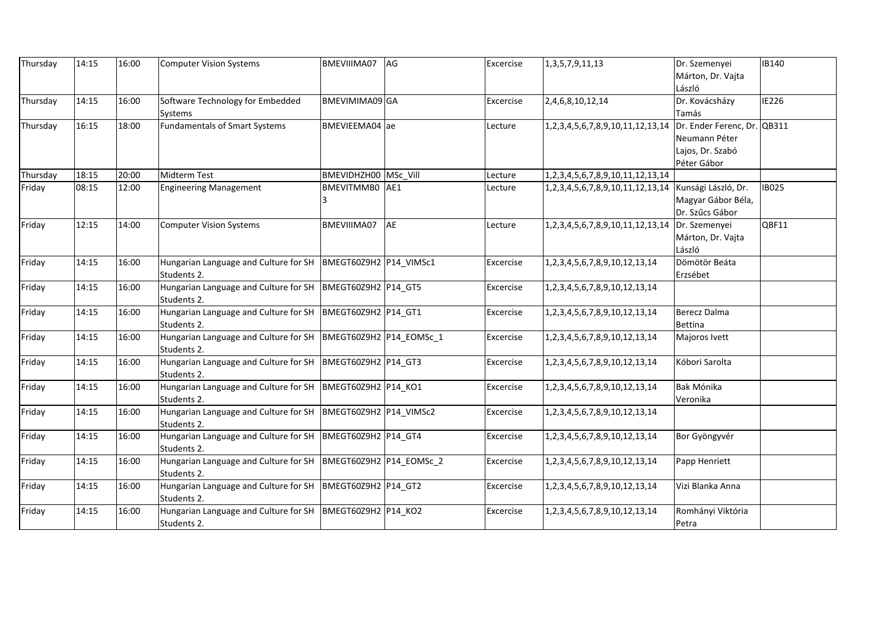| | | | | | | | | | |
|---|---|---|---|---|---|---|---|---|---|
| Thursday | 14:15 | 16:00 | Computer Vision Systems | BMEVIIIMA07 | AG | Excercise | 1,3,5,7,9,11,13 | Dr. Szemenyei Márton, Dr. Vajta László | IB140 |
| Thursday | 14:15 | 16:00 | Software Technology for Embedded Systems | BMEVIMIMA09 | GA | Excercise | 2,4,6,8,10,12,14 | Dr. Kovácsházy Tamás | IE226 |
| Thursday | 16:15 | 18:00 | Fundamentals of Smart Systems | BMEVIEEMA04 | ae | Lecture | 1,2,3,4,5,6,7,8,9,10,11,12,13,14 | Dr. Ender Ferenc, Dr. Neumann Péter Lajos, Dr. Szabó Péter Gábor | QB311 |
| Thursday | 18:15 | 20:00 | Midterm Test | BMEVIDHZH00 | MSc_Vill | Lecture | 1,2,3,4,5,6,7,8,9,10,11,12,13,14 | | |
| Friday | 08:15 | 12:00 | Engineering Management | BMEVITMMB03 | AE1 | Lecture | 1,2,3,4,5,6,7,8,9,10,11,12,13,14 | Kunsági László, Dr. Magyar Gábor Béla, Dr. Szűcs Gábor | IB025 |
| Friday | 12:15 | 14:00 | Computer Vision Systems | BMEVIIIMA07 | AE | Lecture | 1,2,3,4,5,6,7,8,9,10,11,12,13,14 | Dr. Szemenyei Márton, Dr. Vajta László | QBF11 |
| Friday | 14:15 | 16:00 | Hungarian Language and Culture for SH Students 2. | BMEGT60Z9H2 | P14_VIMSc1 | Excercise | 1,2,3,4,5,6,7,8,9,10,12,13,14 | Dömötör Beáta Erzsébet | |
| Friday | 14:15 | 16:00 | Hungarian Language and Culture for SH Students 2. | BMEGT60Z9H2 | P14_GT5 | Excercise | 1,2,3,4,5,6,7,8,9,10,12,13,14 | | |
| Friday | 14:15 | 16:00 | Hungarian Language and Culture for SH Students 2. | BMEGT60Z9H2 | P14_GT1 | Excercise | 1,2,3,4,5,6,7,8,9,10,12,13,14 | Berecz Dalma Bettina | |
| Friday | 14:15 | 16:00 | Hungarian Language and Culture for SH Students 2. | BMEGT60Z9H2 | P14_EOMSc_1 | Excercise | 1,2,3,4,5,6,7,8,9,10,12,13,14 | Majoros Ivett | |
| Friday | 14:15 | 16:00 | Hungarian Language and Culture for SH Students 2. | BMEGT60Z9H2 | P14_GT3 | Excercise | 1,2,3,4,5,6,7,8,9,10,12,13,14 | Kóbori Sarolta | |
| Friday | 14:15 | 16:00 | Hungarian Language and Culture for SH Students 2. | BMEGT60Z9H2 | P14_KO1 | Excercise | 1,2,3,4,5,6,7,8,9,10,12,13,14 | Bak Mónika Veronika | |
| Friday | 14:15 | 16:00 | Hungarian Language and Culture for SH Students 2. | BMEGT60Z9H2 | P14_VIMSc2 | Excercise | 1,2,3,4,5,6,7,8,9,10,12,13,14 | | |
| Friday | 14:15 | 16:00 | Hungarian Language and Culture for SH Students 2. | BMEGT60Z9H2 | P14_GT4 | Excercise | 1,2,3,4,5,6,7,8,9,10,12,13,14 | Bor Gyöngyvér | |
| Friday | 14:15 | 16:00 | Hungarian Language and Culture for SH Students 2. | BMEGT60Z9H2 | P14_EOMSc_2 | Excercise | 1,2,3,4,5,6,7,8,9,10,12,13,14 | Papp Henriett | |
| Friday | 14:15 | 16:00 | Hungarian Language and Culture for SH Students 2. | BMEGT60Z9H2 | P14_GT2 | Excercise | 1,2,3,4,5,6,7,8,9,10,12,13,14 | Vizi Blanka Anna | |
| Friday | 14:15 | 16:00 | Hungarian Language and Culture for SH Students 2. | BMEGT60Z9H2 | P14_KO2 | Excercise | 1,2,3,4,5,6,7,8,9,10,12,13,14 | Romhányi Viktória Petra | |